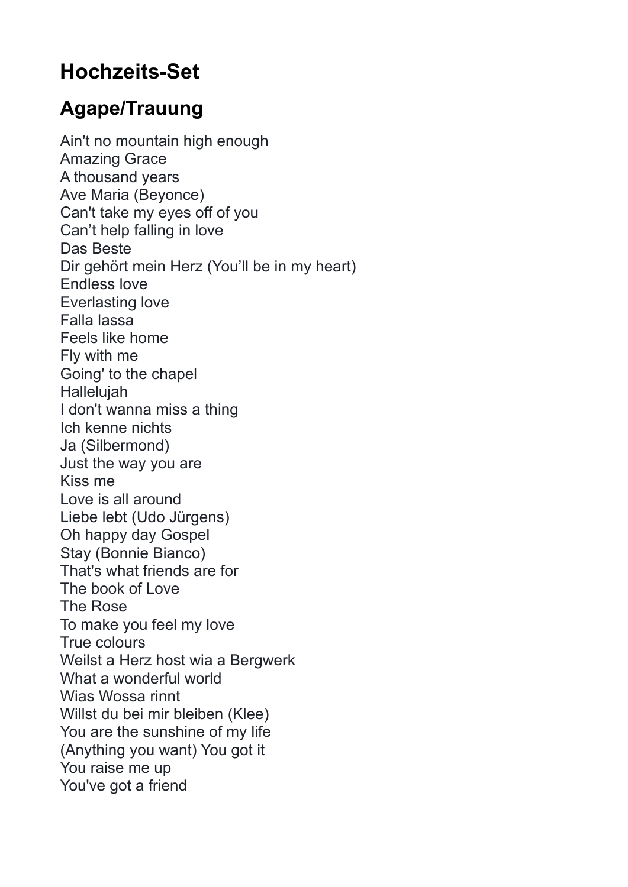# Hochzeits-Set

## Agape/Trauung

Ain't no mountain high enough
Amazing Grace
A thousand years
Ave Maria (Beyonce)
Can't take my eyes off of you
Can’t help falling in love
Das Beste
Dir gehört mein Herz (You’ll be in my heart)
Endless love
Everlasting love
Falla lassa
Feels like home
Fly with me
Going' to the chapel
Hallelujah
I don't wanna miss a thing
Ich kenne nichts
Ja (Silbermond)
Just the way you are
Kiss me
Love is all around
Liebe lebt (Udo Jürgens)
Oh happy day Gospel
Stay (Bonnie Bianco)
That's what friends are for
The book of Love
The Rose
To make you feel my love
True colours
Weilst a Herz host wia a Bergwerk
What a wonderful world
Wias Wossa rinnt
Willst du bei mir bleiben (Klee)
You are the sunshine of my life
(Anything you want) You got it
You raise me up
You've got a friend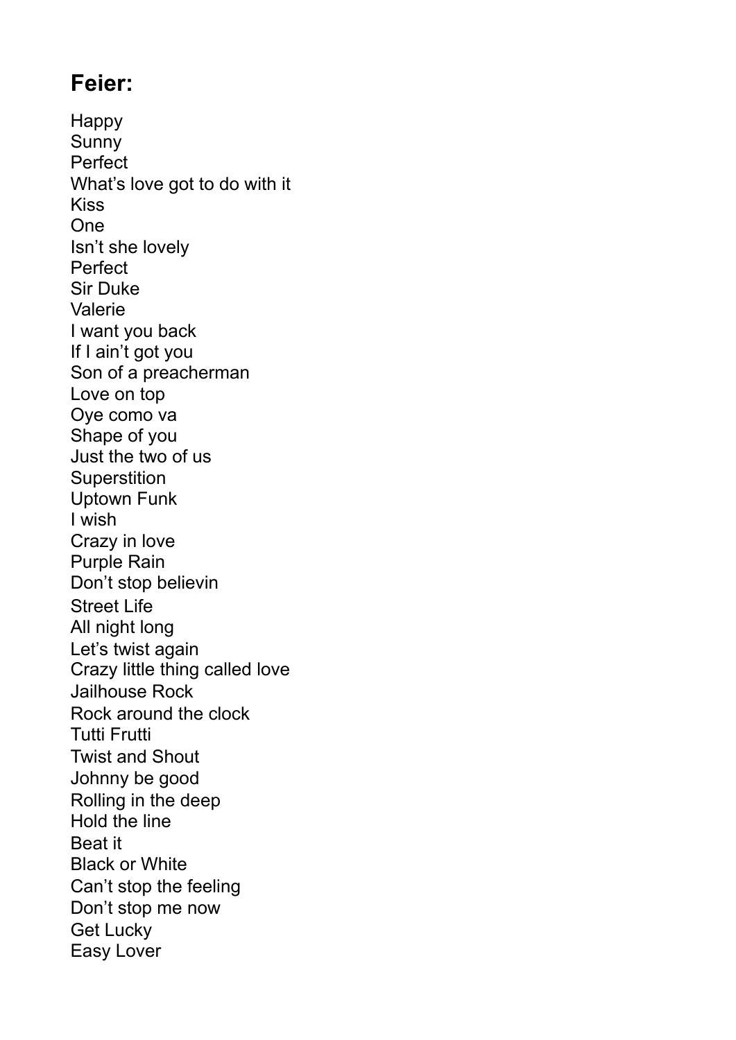## Feier:

Happy
Sunny
Perfect
What's love got to do with it
Kiss
One
Isn't she lovely
Perfect
Sir Duke
Valerie
I want you back
If I ain't got you
Son of a preacherman
Love on top
Oye como va
Shape of you
Just the two of us
Superstition
Uptown Funk
I wish
Crazy in love
Purple Rain
Don't stop believin
Street Life
All night long
Let's twist again
Crazy little thing called love
Jailhouse Rock
Rock around the clock
Tutti Frutti
Twist and Shout
Johnny be good
Rolling in the deep
Hold the line
Beat it
Black or White
Can't stop the feeling
Don't stop me now
Get Lucky
Easy Lover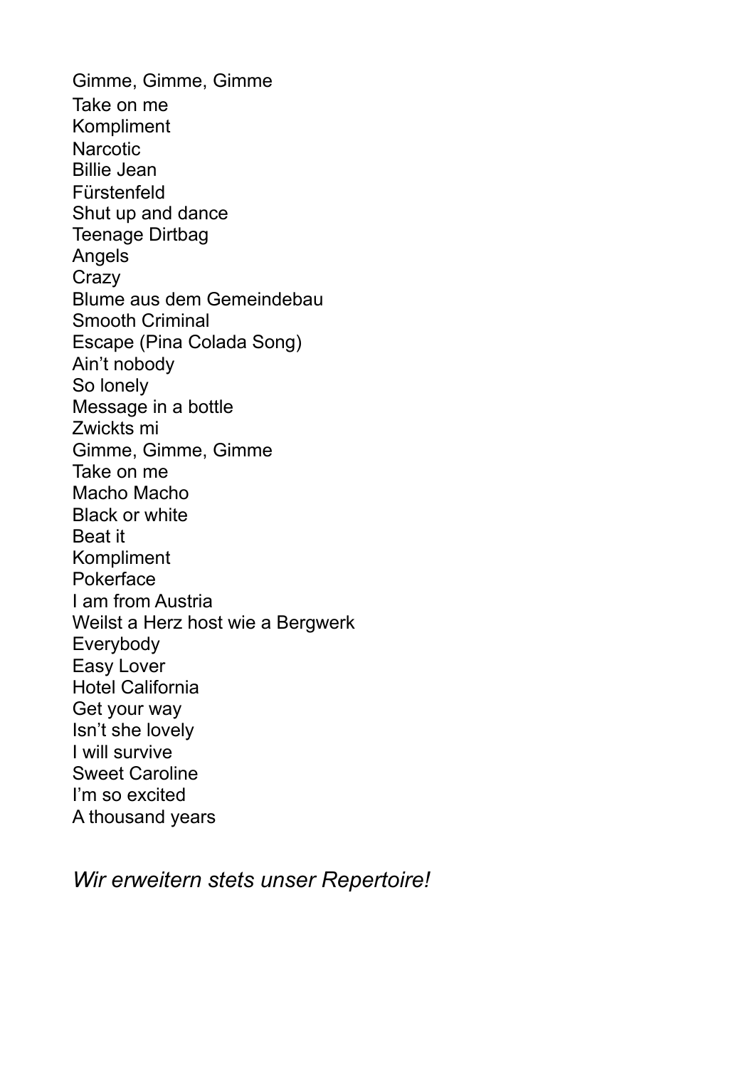Gimme, Gimme, Gimme
Take on me
Kompliment
Narcotic
Billie Jean
Fürstenfeld
Shut up and dance
Teenage Dirtbag
Angels
Crazy
Blume aus dem Gemeindebau
Smooth Criminal
Escape (Pina Colada Song)
Ain't nobody
So lonely
Message in a bottle
Zwickts mi
Gimme, Gimme, Gimme
Take on me
Macho Macho
Black or white
Beat it
Kompliment
Pokerface
I am from Austria
Weilst a Herz host wie a Bergwerk
Everybody
Easy Lover
Hotel California
Get your way
Isn't she lovely
I will survive
Sweet Caroline
I'm so excited
A thousand years

*Wir erweitern stets unser Repertoire!*